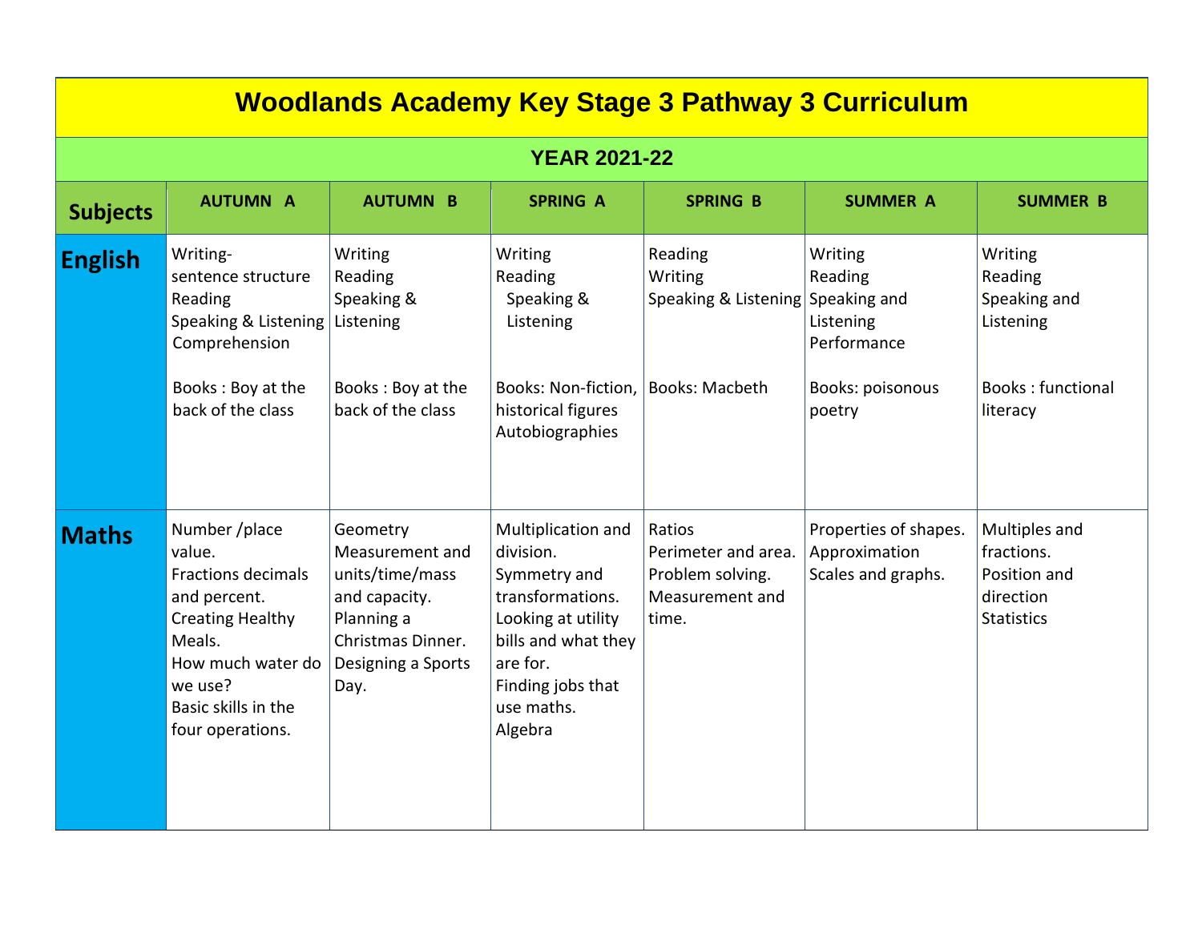# Woodlands Academy Key Stage 3 Pathway 3 Curriculum

## YEAR 2021-22

| Subjects | AUTUMN A | AUTUMN B | SPRING A | SPRING B | SUMMER A | SUMMER B |
|---|---|---|---|---|---|---|
| **English** | Writing- sentence structure<br>Reading<br>Speaking & Listening<br>Comprehension<br><br>Books : Boy at the back of the class | Writing<br>Reading<br>Speaking & Listening<br><br>Books : Boy at the back of the class | Writing<br>Reading<br>Speaking & Listening<br><br>Books: Non-fiction, historical figures Autobiographies | Reading<br>Writing<br>Speaking & Listening<br><br>Books: Macbeth | Writing<br>Reading<br>Speaking and Listening<br>Performance<br><br>Books: poisonous poetry | Writing<br>Reading<br>Speaking and Listening<br><br>Books : functional literacy |
| **Maths** | Number /place value.<br>Fractions decimals and percent.<br>Creating Healthy Meals.<br>How much water do we use?<br>Basic skills in the four operations. | Geometry<br>Measurement and units/time/mass and capacity.<br>Planning a Christmas Dinner.<br>Designing a Sports Day. | Multiplication and division.<br>Symmetry and transformations.<br>Looking at utility bills and what they are for.<br>Finding jobs that use maths.<br>Algebra | Ratios<br>Perimeter and area.<br>Problem solving.<br>Measurement and time. | Properties of shapes.<br>Approximation<br>Scales and graphs. | Multiples and fractions.<br>Position and direction<br>Statistics |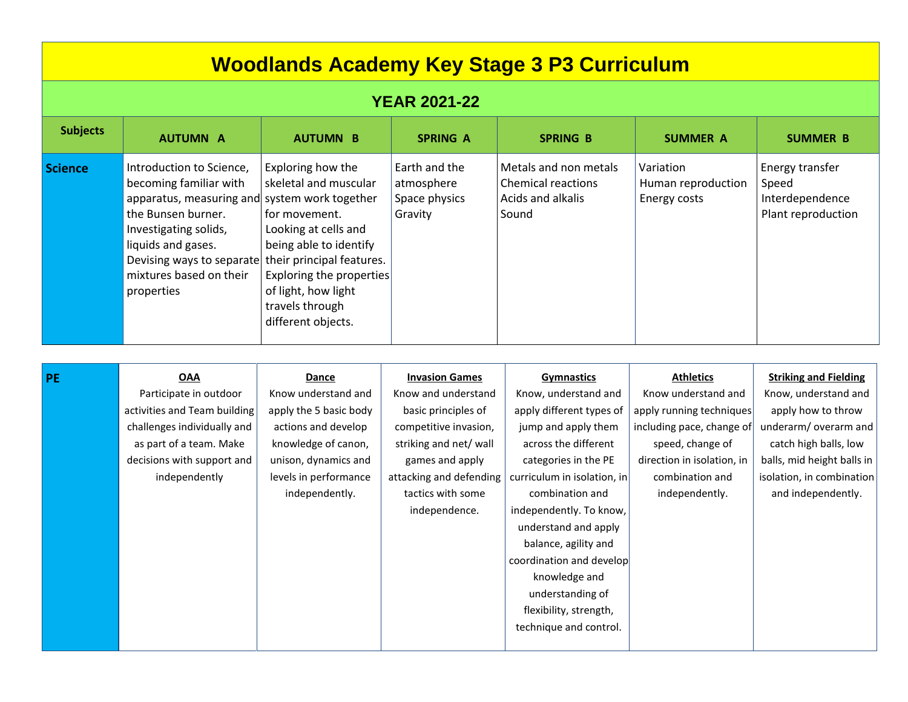# Woodlands Academy Key Stage 3 P3 Curriculum

## YEAR 2021-22

| Subjects | AUTUMN A | AUTUMN B | SPRING A | SPRING B | SUMMER A | SUMMER B |
|---|---|---|---|---|---|---|
| **Science** | Introduction to Science, becoming familiar with apparatus, measuring and the Bunsen burner. Investigating solids, liquids and gases. Devising ways to separate mixtures based on their properties | Exploring how the skeletal and muscular system work together for movement. Looking at cells and being able to identify their principal features. Exploring the properties of light, how light travels through different objects. | Earth and the atmosphere<br>Space physics<br>Gravity | Metals and non metals<br>Chemical reactions<br>Acids and alkalis<br>Sound | Variation<br>Human reproduction<br>Energy costs | Energy transfer<br>Speed<br>Interdependence<br>Plant reproduction |
| **PE** | **OAA**<br>Participate in outdoor activities and Team building challenges individually and as part of a team. Make decisions with support and independently | **Dance**<br>Know understand and apply the 5 basic body actions and develop knowledge of canon, unison, dynamics and levels in performance independently. | **Invasion Games**<br>Know and understand basic principles of competitive invasion, striking and net/ wall games and apply attacking and defending tactics with some independence. | **Gymnastics**<br>Know, understand and apply different types of jump and apply them across the different categories in the PE curriculum in isolation, in combination and independently. To know, understand and apply balance, agility and coordination and develop knowledge and understanding of flexibility, strength, technique and control. | **Athletics**<br>Know understand and apply running techniques including pace, change of speed, change of direction in isolation, in combination and independently. | **Striking and Fielding**<br>Know, understand and apply how to throw underarm/ overarm and catch high balls, low balls, mid height balls in isolation, in combination and independently. |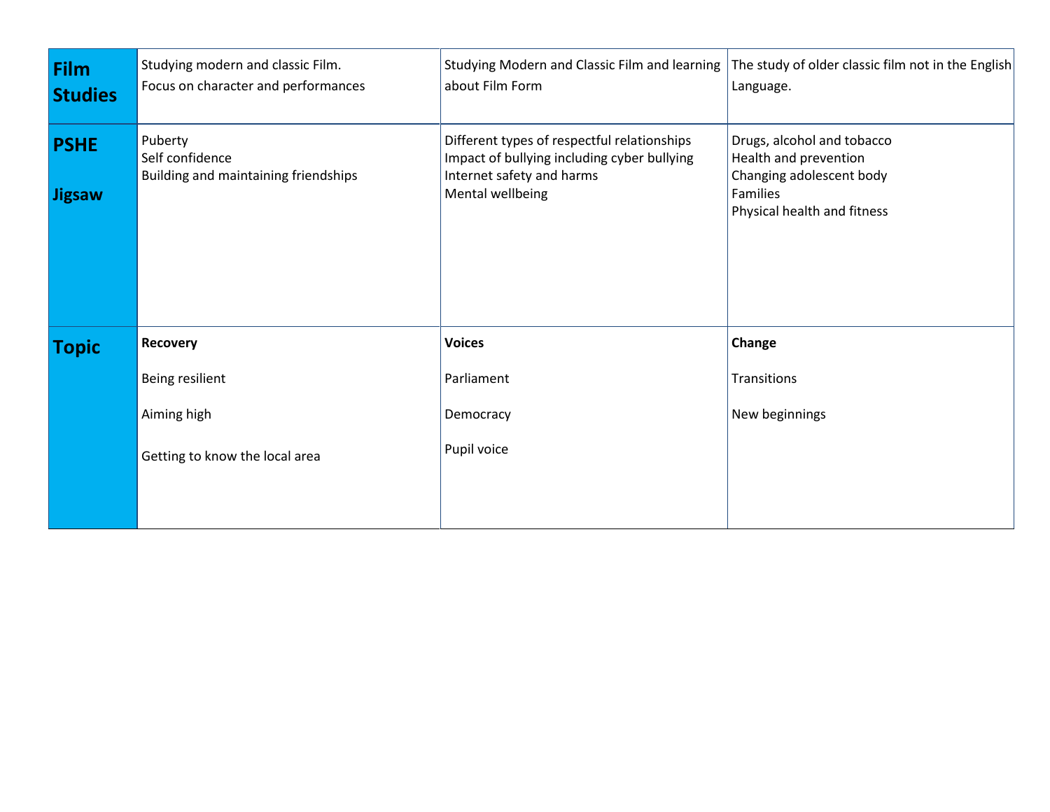| | | | |
|---|---|---|---|
| **Film Studies** | Studying modern and classic Film.<br>Focus on character and performances | Studying Modern and Classic Film and learning about Film Form | The study of older classic film not in the English Language. |
| **PSHE**<br><br>**Jigsaw** | Puberty<br>Self confidence<br>Building and maintaining friendships | Different types of respectful relationships<br>Impact of bullying including cyber bullying<br>Internet safety and harms<br>Mental wellbeing | Drugs, alcohol and tobacco<br>Health and prevention<br>Changing adolescent body<br>Families<br>Physical health and fitness |
| **Topic** | **Recovery**<br><br>Being resilient<br><br>Aiming high<br><br>Getting to know the local area | **Voices**<br><br>Parliament<br><br>Democracy<br><br>Pupil voice | **Change**<br><br>Transitions<br><br>New beginnings |